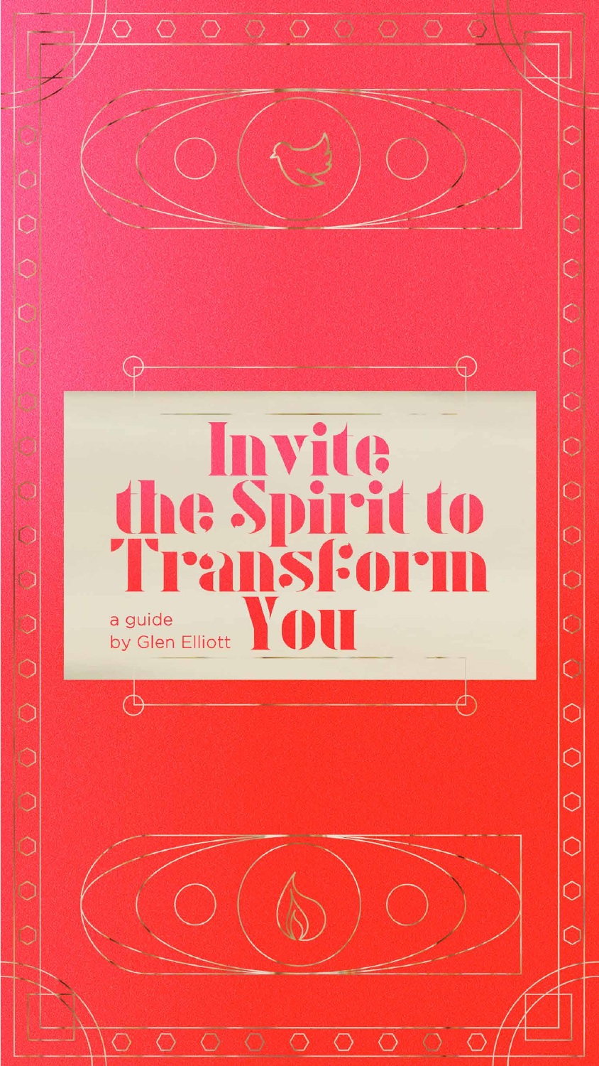# Invite the Spirit to Transform You

a guide
by Glen Elliott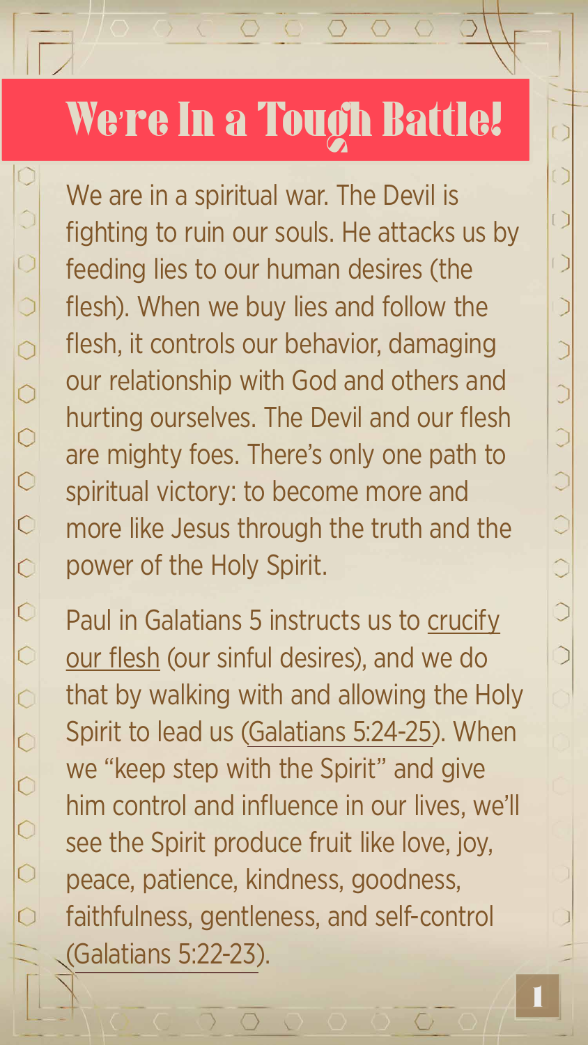# We're In a Tough Battle!

We are in a spiritual war. The Devil is fighting to ruin our souls. He attacks us by feeding lies to our human desires (the flesh). When we buy lies and follow the flesh, it controls our behavior, damaging our relationship with God and others and hurting ourselves. The Devil and our flesh are mighty foes. There's only one path to spiritual victory: to become more and more like Jesus through the truth and the power of the Holy Spirit.

Paul in Galatians 5 instructs us to crucify our flesh (our sinful desires), and we do that by walking with and allowing the Holy Spirit to lead us (Galatians 5:24-25). When we "keep step with the Spirit" and give him control and influence in our lives, we'll see the Spirit produce fruit like love, joy, peace, patience, kindness, goodness, faithfulness, gentleness, and self-control (Galatians 5:22-23).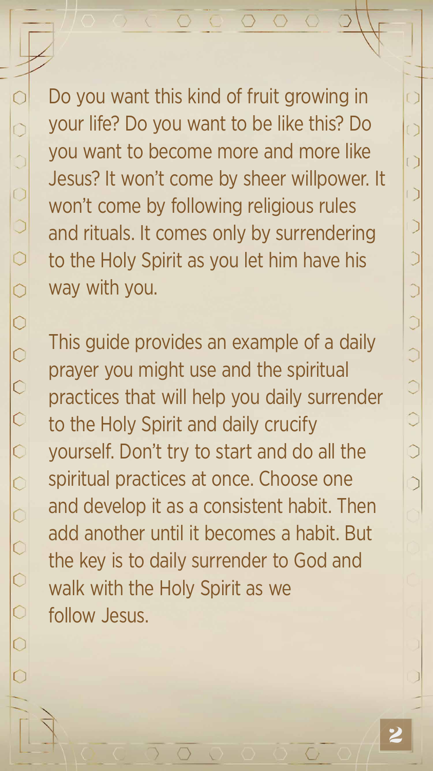Do you want this kind of fruit growing in your life? Do you want to be like this? Do you want to become more and more like Jesus? It won't come by sheer willpower. It won't come by following religious rules and rituals. It comes only by surrendering to the Holy Spirit as you let him have his way with you.

This guide provides an example of a daily prayer you might use and the spiritual practices that will help you daily surrender to the Holy Spirit and daily crucify yourself. Don't try to start and do all the spiritual practices at once. Choose one and develop it as a consistent habit. Then add another until it becomes a habit. But the key is to daily surrender to God and walk with the Holy Spirit as we follow Jesus.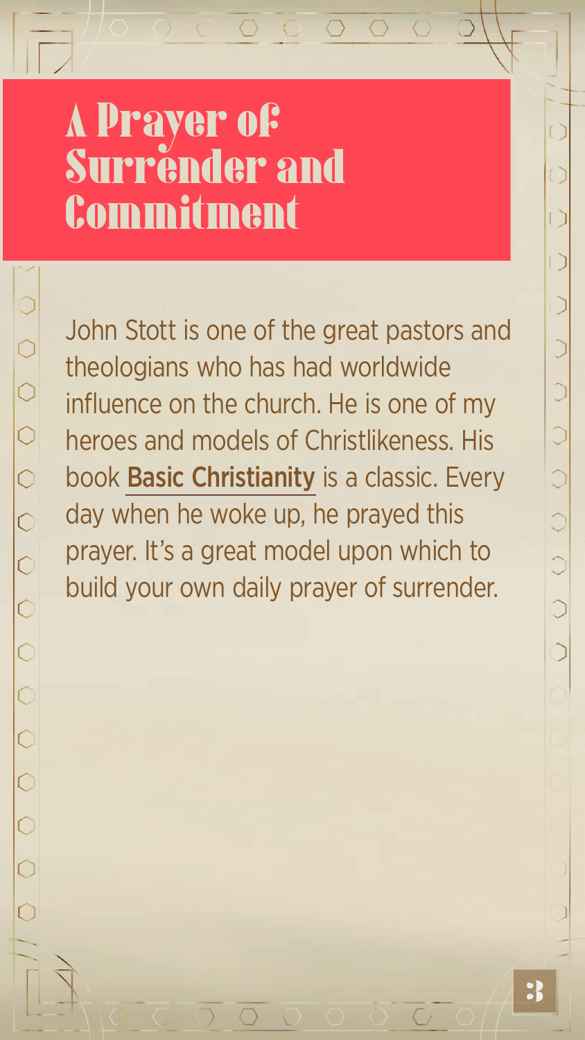# A Prayer of Surrender and Commitment

John Stott is one of the great pastors and theologians who has had worldwide influence on the church. He is one of my heroes and models of Christlikeness. His book **Basic Christianity** is a classic. Every day when he woke up, he prayed this prayer. It's a great model upon which to build your own daily prayer of surrender.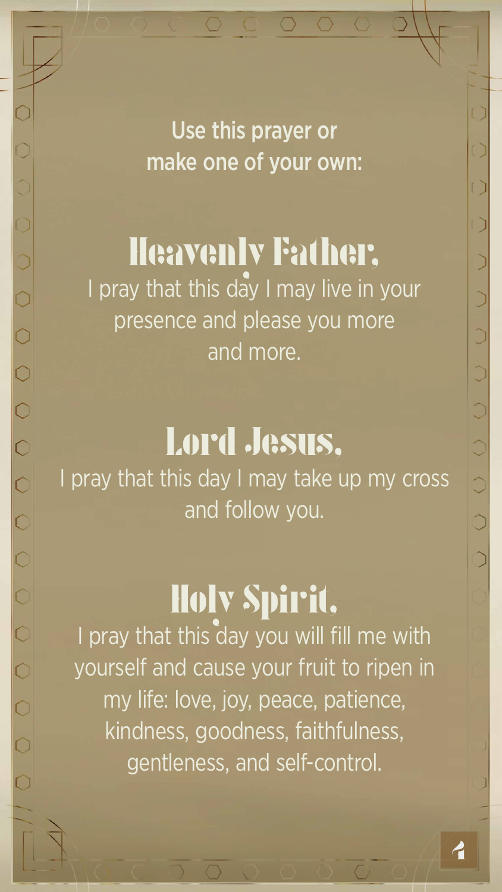**Use this prayer or make one of your own:**

## Heavenly Father,

I pray that this day I may live in your presence and please you more and more.

## Lord Jesus,

I pray that this day I may take up my cross and follow you.

## Holy Spirit,

I pray that this day you will fill me with yourself and cause your fruit to ripen in my life: love, joy, peace, patience, kindness, goodness, faithfulness, gentleness, and self-control.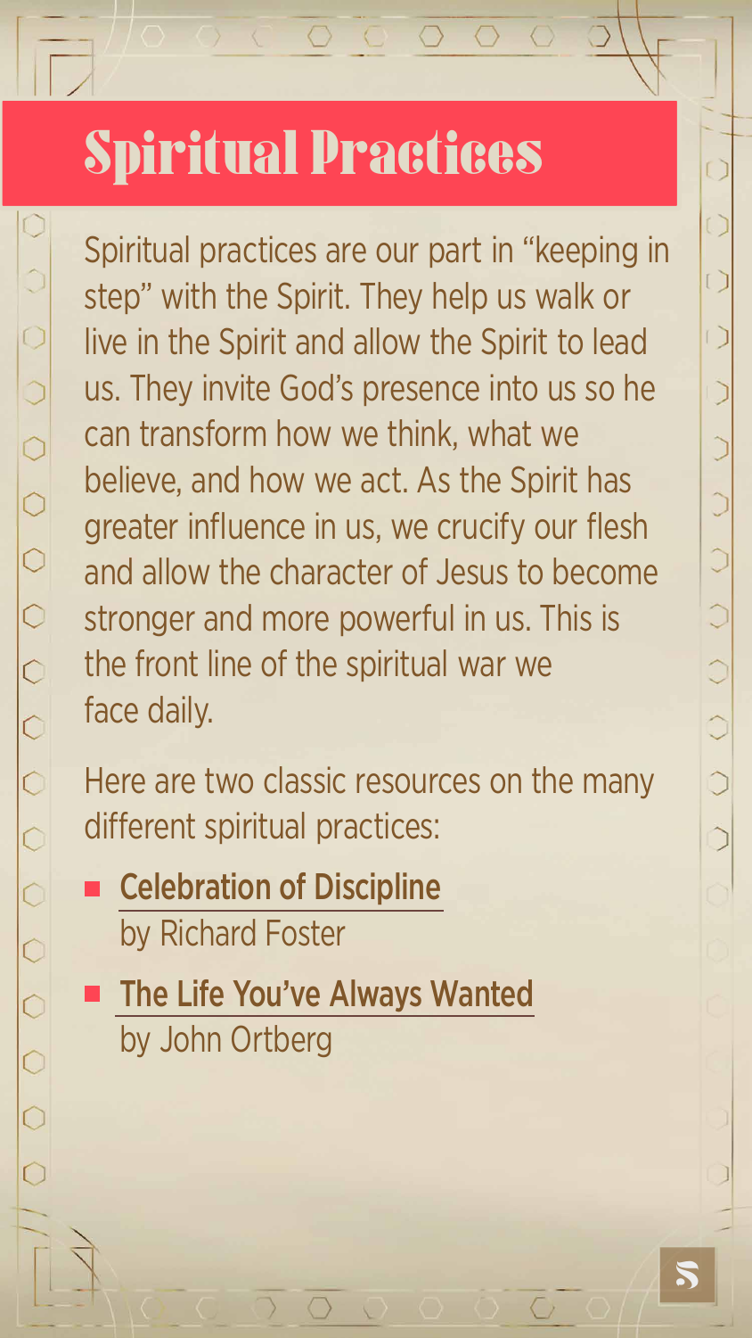# Spiritual Practices

Spiritual practices are our part in "keeping in step" with the Spirit. They help us walk or live in the Spirit and allow the Spirit to lead us. They invite God's presence into us so he can transform how we think, what we believe, and how we act. As the Spirit has greater influence in us, we crucify our flesh and allow the character of Jesus to become stronger and more powerful in us. This is the front line of the spiritual war we face daily.

Here are two classic resources on the many different spiritual practices:

- **Celebration of Discipline** by Richard Foster
- **The Life You've Always Wanted** by John Ortberg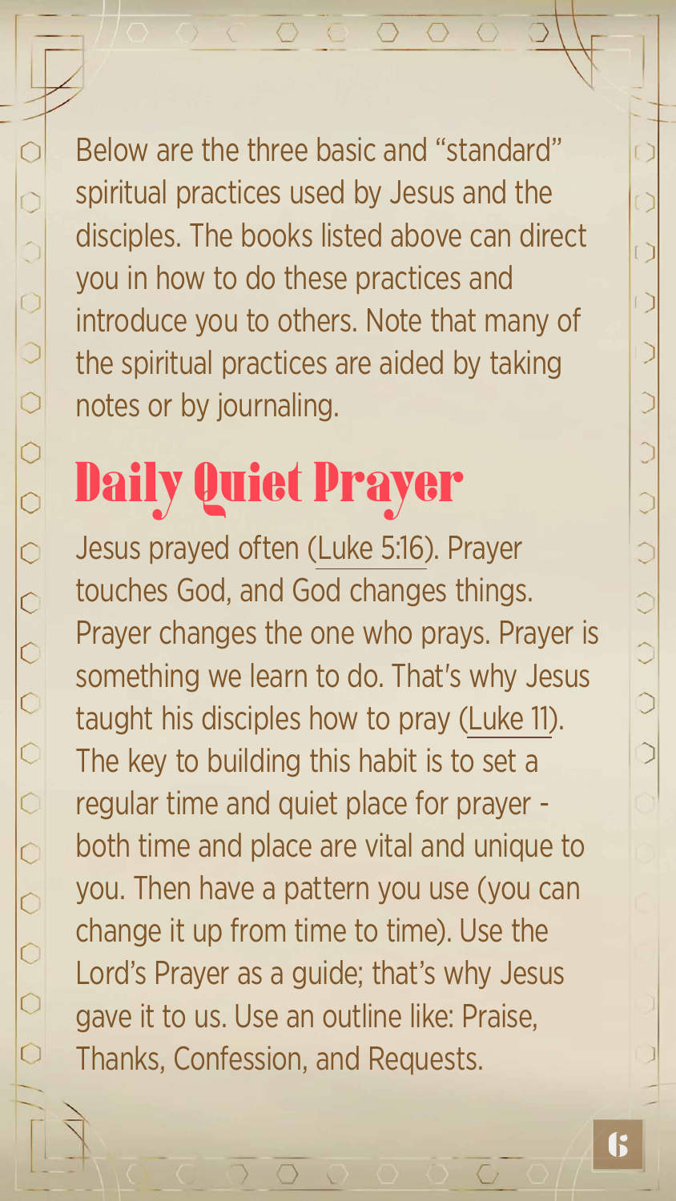Below are the three basic and "standard" spiritual practices used by Jesus and the disciples. The books listed above can direct you in how to do these practices and introduce you to others. Note that many of the spiritual practices are aided by taking notes or by journaling.

## Daily Quiet Prayer

Jesus prayed often (Luke 5:16). Prayer touches God, and God changes things. Prayer changes the one who prays. Prayer is something we learn to do. That's why Jesus taught his disciples how to pray (Luke 11). The key to building this habit is to set a regular time and quiet place for prayer - both time and place are vital and unique to you. Then have a pattern you use (you can change it up from time to time). Use the Lord's Prayer as a guide; that's why Jesus gave it to us. Use an outline like: Praise, Thanks, Confession, and Requests.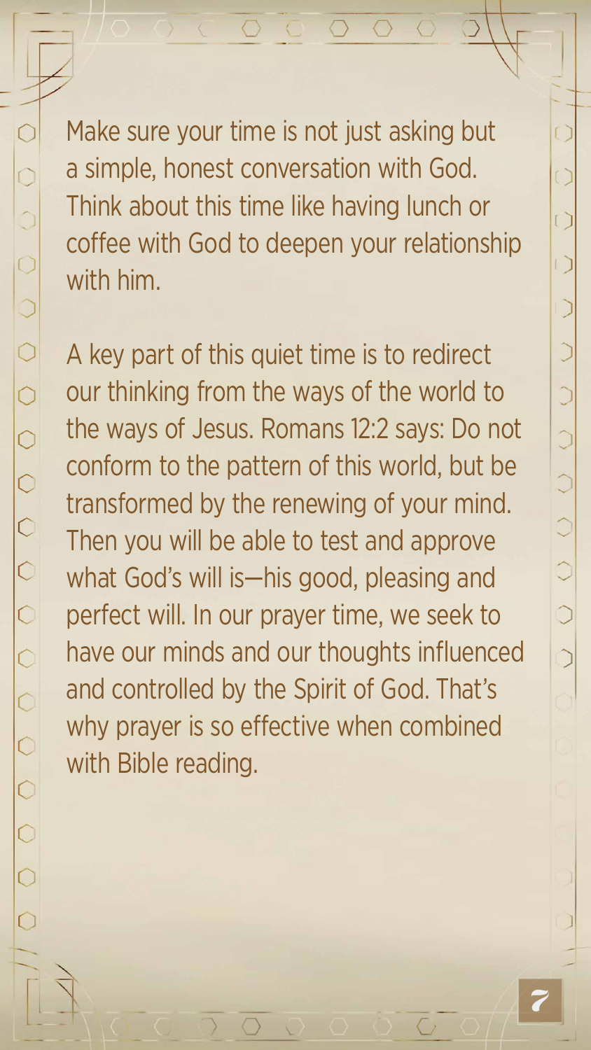Make sure your time is not just asking but a simple, honest conversation with God. Think about this time like having lunch or coffee with God to deepen your relationship with him.

A key part of this quiet time is to redirect our thinking from the ways of the world to the ways of Jesus. Romans 12:2 says: Do not conform to the pattern of this world, but be transformed by the renewing of your mind. Then you will be able to test and approve what God's will is—his good, pleasing and perfect will. In our prayer time, we seek to have our minds and our thoughts influenced and controlled by the Spirit of God. That's why prayer is so effective when combined with Bible reading.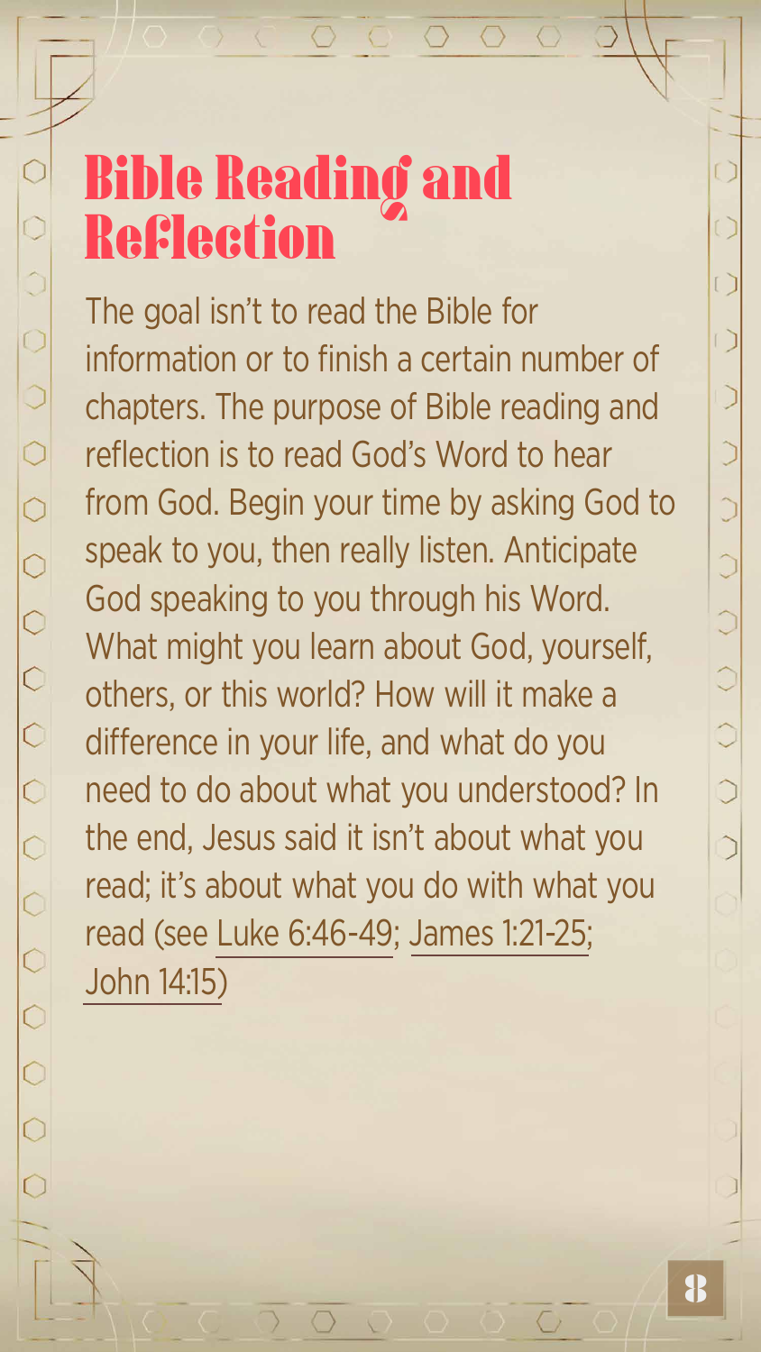# Bible Reading and Reflection

The goal isn't to read the Bible for information or to finish a certain number of chapters. The purpose of Bible reading and reflection is to read God's Word to hear from God. Begin your time by asking God to speak to you, then really listen. Anticipate God speaking to you through his Word. What might you learn about God, yourself, others, or this world? How will it make a difference in your life, and what do you need to do about what you understood? In the end, Jesus said it isn't about what you read; it's about what you do with what you read (see Luke 6:46-49; James 1:21-25; John 14:15)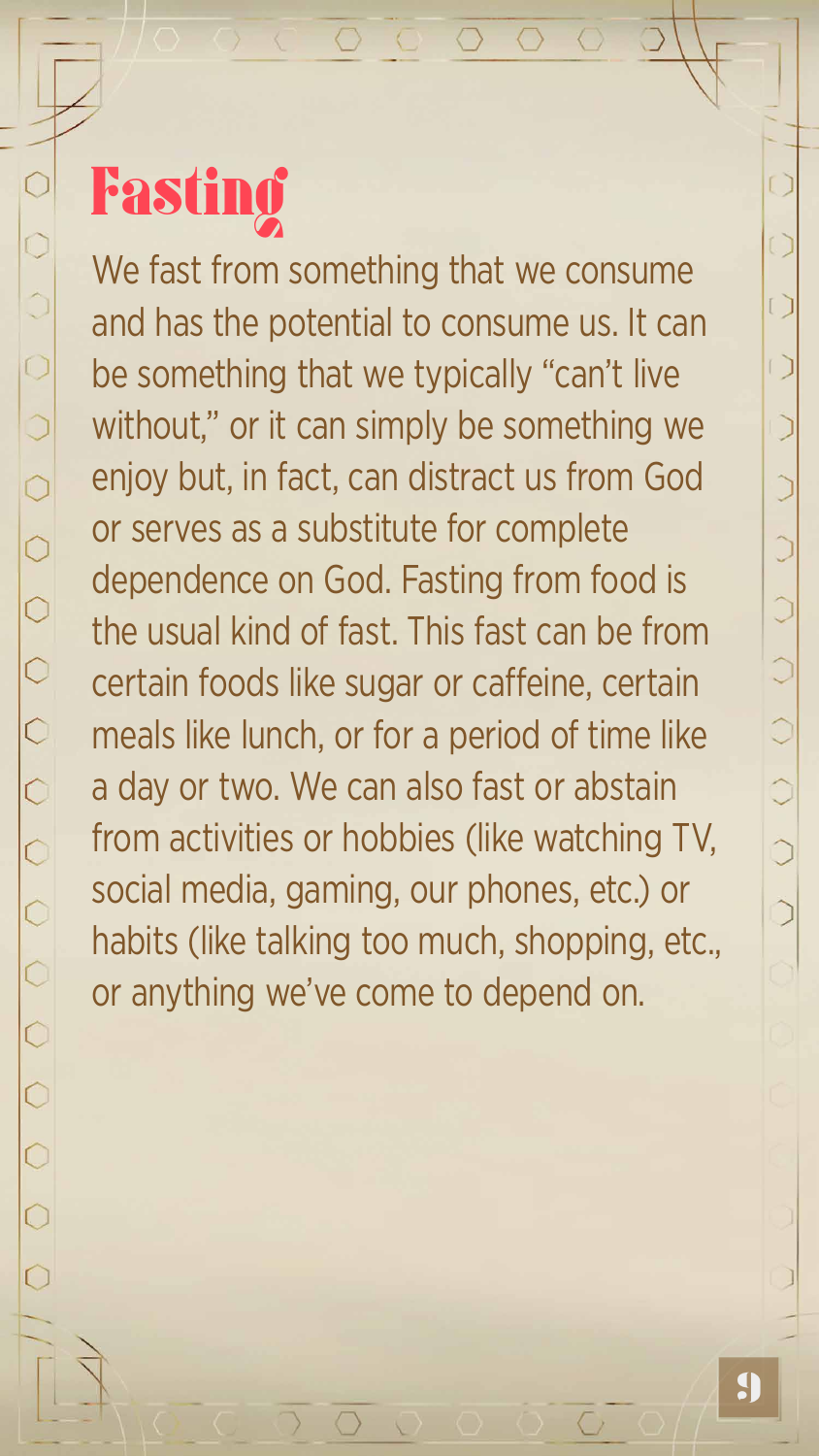# Fasting

We fast from something that we consume and has the potential to consume us. It can be something that we typically "can't live without," or it can simply be something we enjoy but, in fact, can distract us from God or serves as a substitute for complete dependence on God. Fasting from food is the usual kind of fast. This fast can be from certain foods like sugar or caffeine, certain meals like lunch, or for a period of time like a day or two. We can also fast or abstain from activities or hobbies (like watching TV, social media, gaming, our phones, etc.) or habits (like talking too much, shopping, etc., or anything we've come to depend on.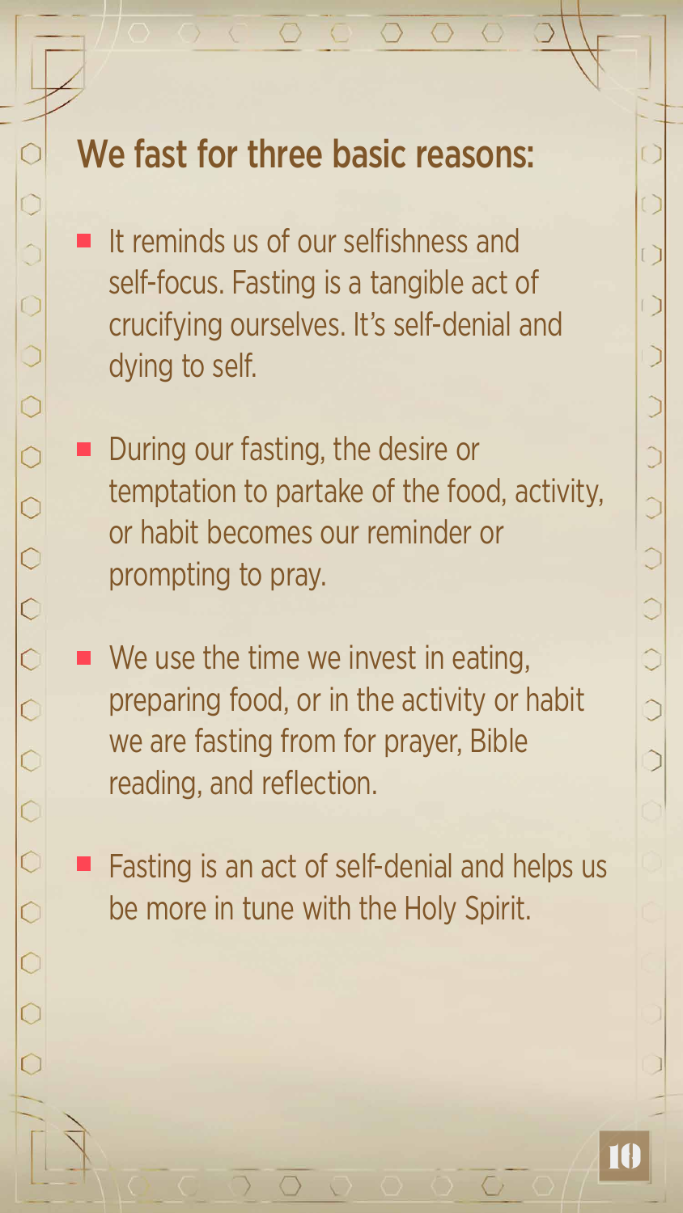## We fast for three basic reasons:

- It reminds us of our selfishness and self-focus. Fasting is a tangible act of crucifying ourselves. It's self-denial and dying to self.
- During our fasting, the desire or temptation to partake of the food, activity, or habit becomes our reminder or prompting to pray.
- We use the time we invest in eating, preparing food, or in the activity or habit we are fasting from for prayer, Bible reading, and reflection.
- Fasting is an act of self-denial and helps us be more in tune with the Holy Spirit.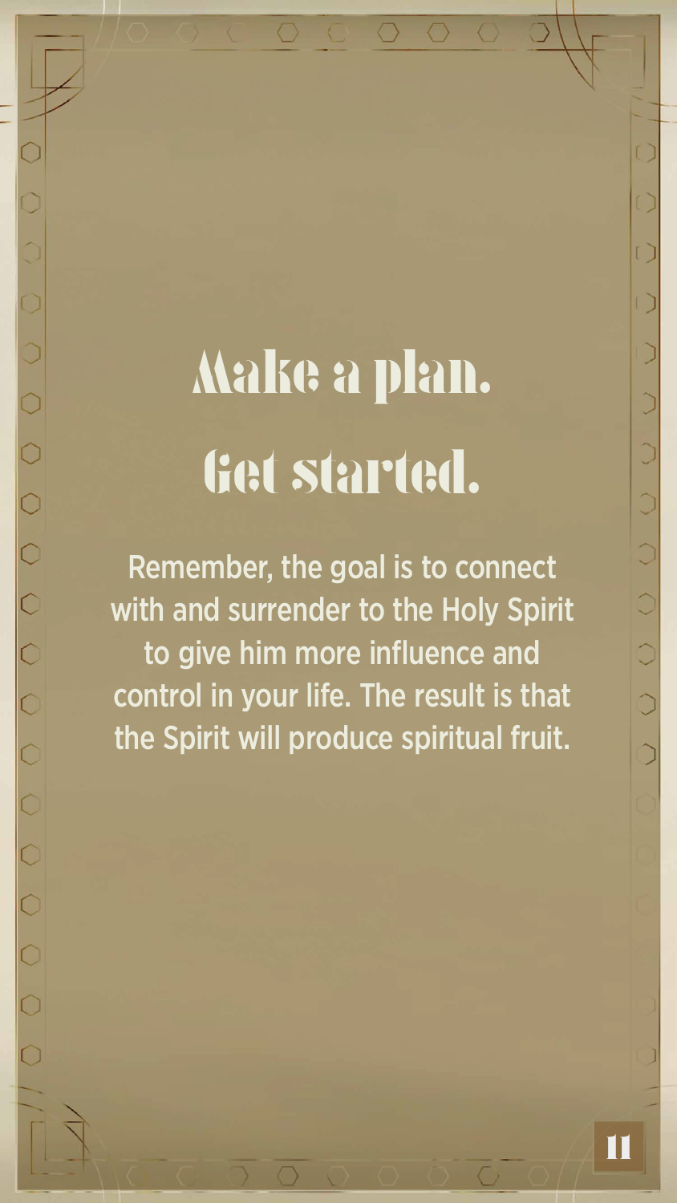# Make a plan.
# Get started.

Remember, the goal is to connect with and surrender to the Holy Spirit to give him more influence and control in your life. The result is that the Spirit will produce spiritual fruit.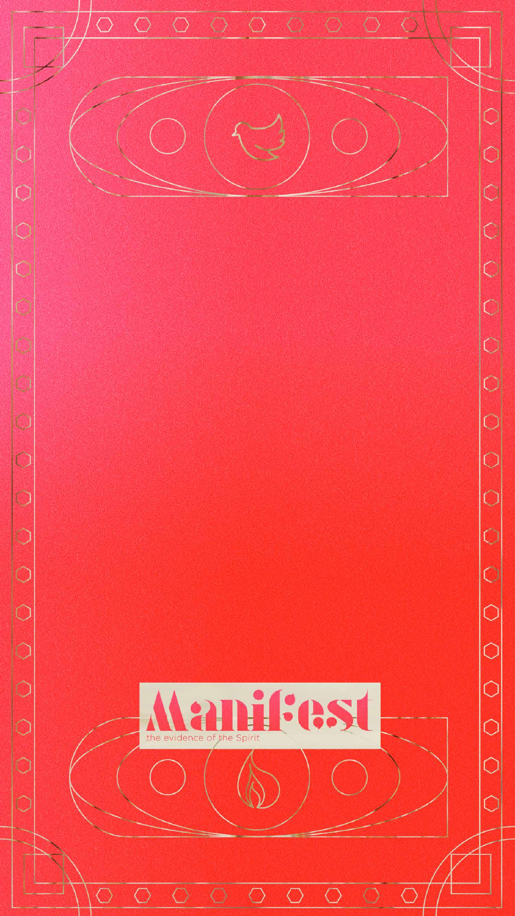Manifest

the evidence of the Spirit